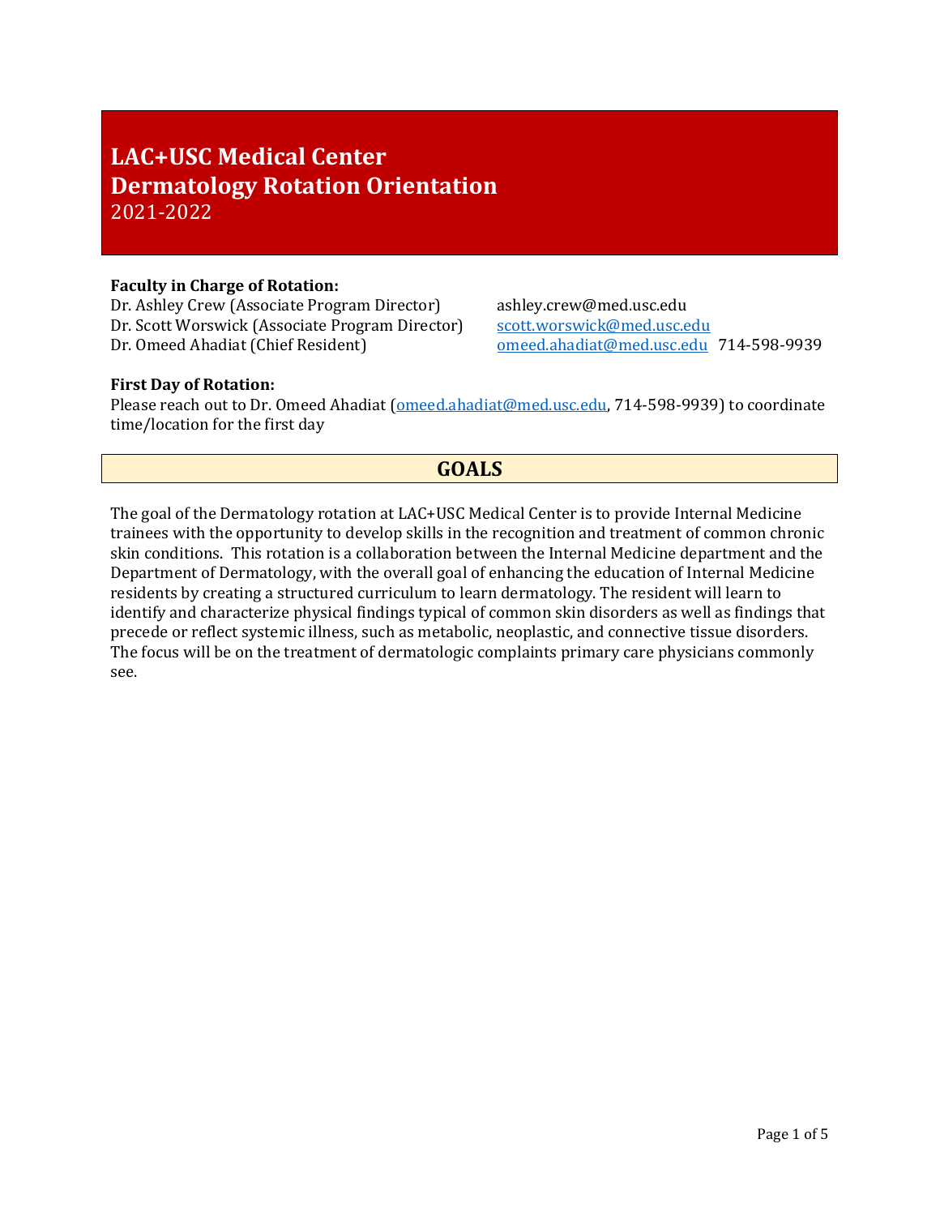# LAC+USC Medical Center
# Dermatology Rotation Orientation
2021-2022

**Faculty in Charge of Rotation:**

Dr. Ashley Crew (Associate Program Director) ashley.crew@med.usc.edu
Dr. Scott Worswick (Associate Program Director) scott.worswick@med.usc.edu
Dr. Omeed Ahadiat (Chief Resident) omeed.ahadiat@med.usc.edu 714-598-9939

**First Day of Rotation:**

Please reach out to Dr. Omeed Ahadiat (omeed.ahadiat@med.usc.edu, 714-598-9939) to coordinate time/location for the first day

## GOALS

The goal of the Dermatology rotation at LAC+USC Medical Center is to provide Internal Medicine trainees with the opportunity to develop skills in the recognition and treatment of common chronic skin conditions. This rotation is a collaboration between the Internal Medicine department and the Department of Dermatology, with the overall goal of enhancing the education of Internal Medicine residents by creating a structured curriculum to learn dermatology. The resident will learn to identify and characterize physical findings typical of common skin disorders as well as findings that precede or reflect systemic illness, such as metabolic, neoplastic, and connective tissue disorders. The focus will be on the treatment of dermatologic complaints primary care physicians commonly see.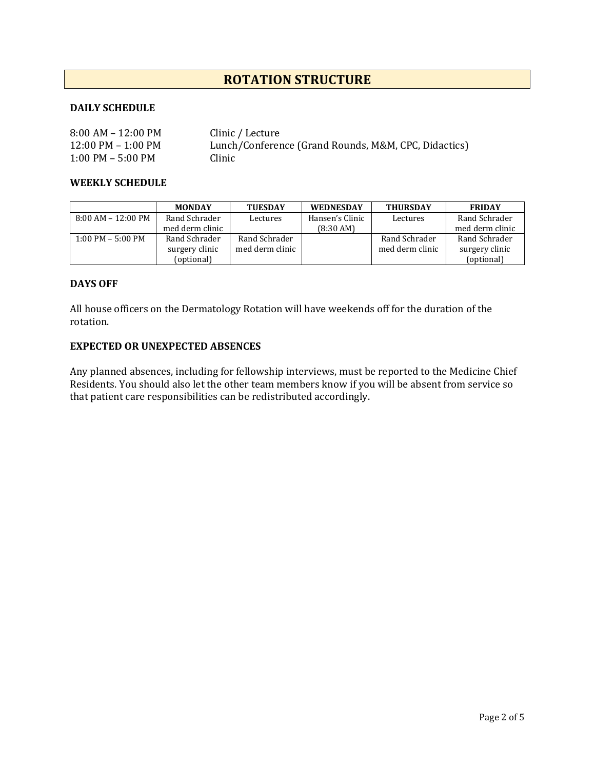# ROTATION STRUCTURE

### DAILY SCHEDULE

8:00 AM – 12:00 PM Clinic / Lecture
12:00 PM – 1:00 PM Lunch/Conference (Grand Rounds, M&M, CPC, Didactics)
1:00 PM – 5:00 PM Clinic

### WEEKLY SCHEDULE

| | MONDAY | TUESDAY | WEDNESDAY | THURSDAY | FRIDAY |
|---|---|---|---|---|---|
| 8:00 AM – 12:00 PM | Rand Schrader med derm clinic | Lectures | Hansen's Clinic (8:30 AM) | Lectures | Rand Schrader med derm clinic |
| 1:00 PM – 5:00 PM | Rand Schrader surgery clinic (optional) | Rand Schrader med derm clinic | | Rand Schrader med derm clinic | Rand Schrader surgery clinic (optional) |

### DAYS OFF

All house officers on the Dermatology Rotation will have weekends off for the duration of the rotation.

### EXPECTED OR UNEXPECTED ABSENCES

Any planned absences, including for fellowship interviews, must be reported to the Medicine Chief Residents. You should also let the other team members know if you will be absent from service so that patient care responsibilities can be redistributed accordingly.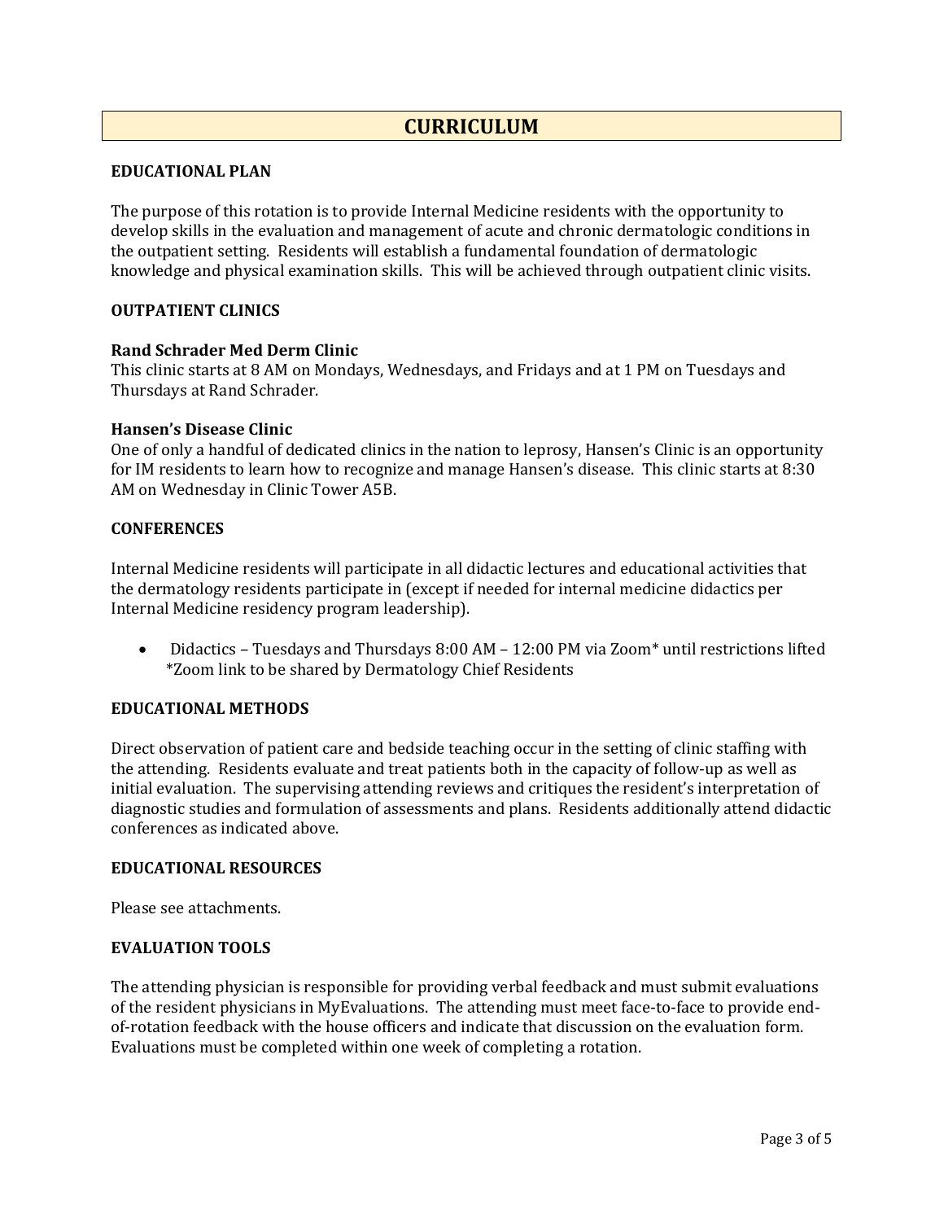# CURRICULUM

## EDUCATIONAL PLAN

The purpose of this rotation is to provide Internal Medicine residents with the opportunity to develop skills in the evaluation and management of acute and chronic dermatologic conditions in the outpatient setting. Residents will establish a fundamental foundation of dermatologic knowledge and physical examination skills. This will be achieved through outpatient clinic visits.

## OUTPATIENT CLINICS

### Rand Schrader Med Derm Clinic

This clinic starts at 8 AM on Mondays, Wednesdays, and Fridays and at 1 PM on Tuesdays and Thursdays at Rand Schrader.

### Hansen's Disease Clinic

One of only a handful of dedicated clinics in the nation to leprosy, Hansen's Clinic is an opportunity for IM residents to learn how to recognize and manage Hansen's disease. This clinic starts at 8:30 AM on Wednesday in Clinic Tower A5B.

## CONFERENCES

Internal Medicine residents will participate in all didactic lectures and educational activities that the dermatology residents participate in (except if needed for internal medicine didactics per Internal Medicine residency program leadership).

- Didactics – Tuesdays and Thursdays 8:00 AM – 12:00 PM via Zoom* until restrictions lifted
  *Zoom link to be shared by Dermatology Chief Residents

## EDUCATIONAL METHODS

Direct observation of patient care and bedside teaching occur in the setting of clinic staffing with the attending. Residents evaluate and treat patients both in the capacity of follow-up as well as initial evaluation. The supervising attending reviews and critiques the resident's interpretation of diagnostic studies and formulation of assessments and plans. Residents additionally attend didactic conferences as indicated above.

## EDUCATIONAL RESOURCES

Please see attachments.

## EVALUATION TOOLS

The attending physician is responsible for providing verbal feedback and must submit evaluations of the resident physicians in MyEvaluations. The attending must meet face-to-face to provide end-of-rotation feedback with the house officers and indicate that discussion on the evaluation form. Evaluations must be completed within one week of completing a rotation.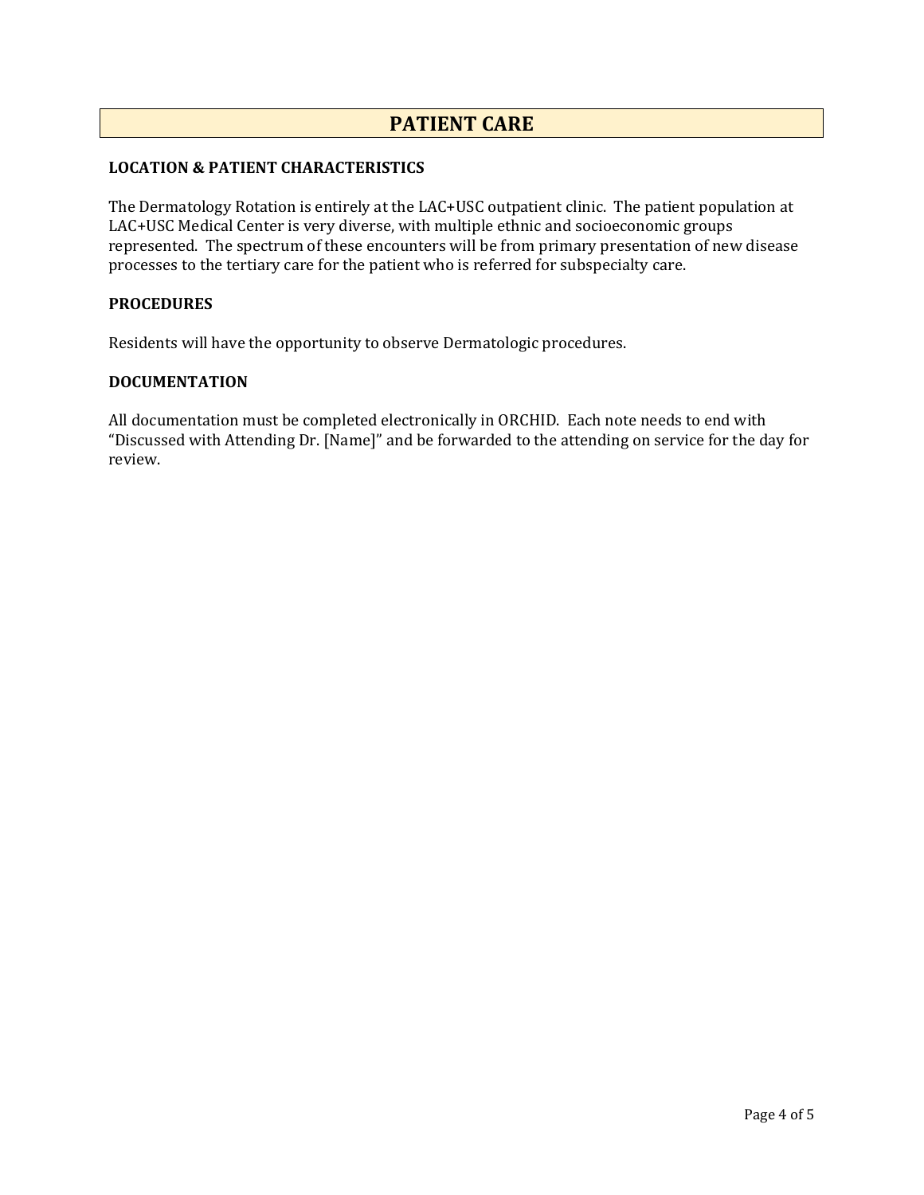# PATIENT CARE

## LOCATION & PATIENT CHARACTERISTICS

The Dermatology Rotation is entirely at the LAC+USC outpatient clinic. The patient population at LAC+USC Medical Center is very diverse, with multiple ethnic and socioeconomic groups represented. The spectrum of these encounters will be from primary presentation of new disease processes to the tertiary care for the patient who is referred for subspecialty care.

## PROCEDURES

Residents will have the opportunity to observe Dermatologic procedures.

## DOCUMENTATION

All documentation must be completed electronically in ORCHID. Each note needs to end with "Discussed with Attending Dr. [Name]" and be forwarded to the attending on service for the day for review.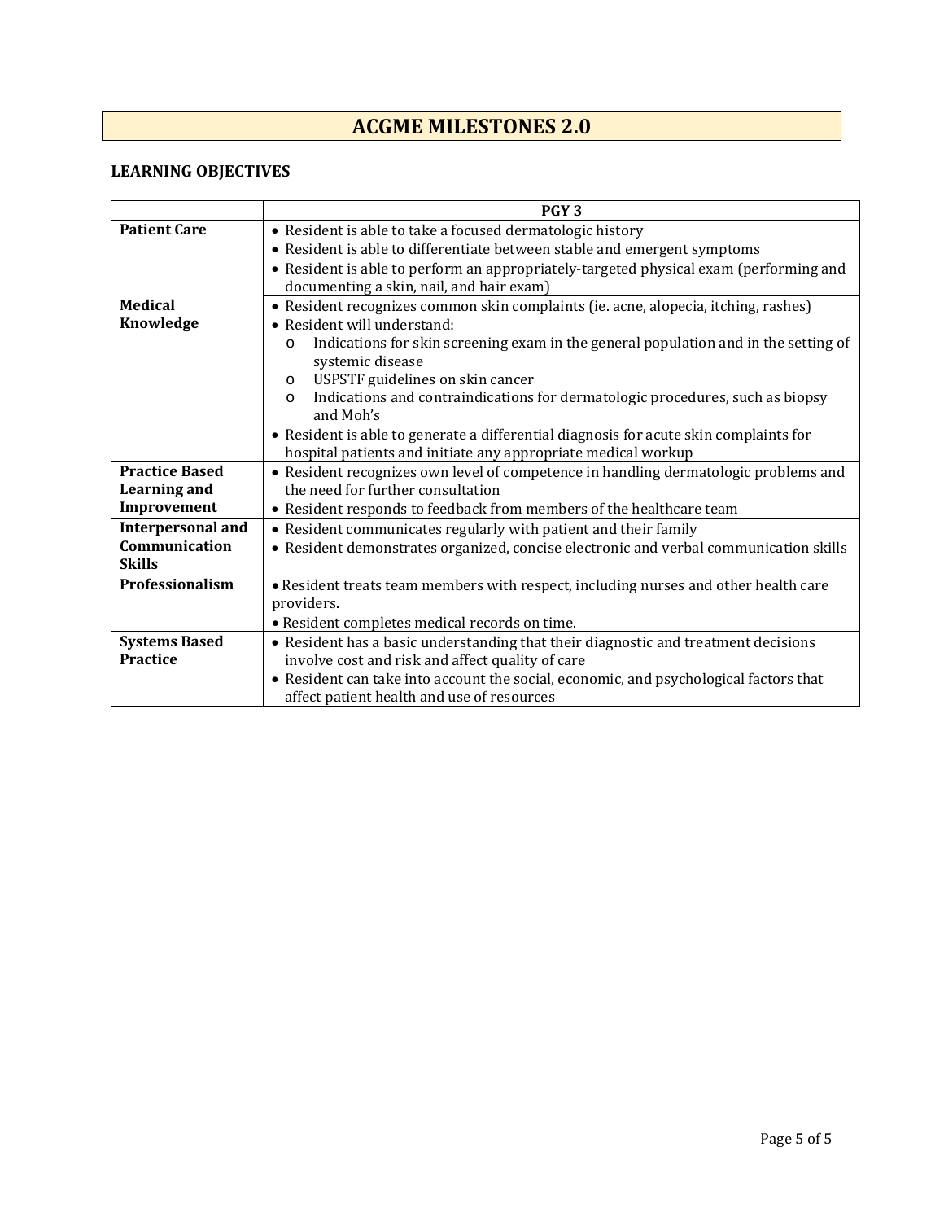# ACGME MILESTONES 2.0

## LEARNING OBJECTIVES

| | PGY 3 |
|---|---|
| **Patient Care** | • Resident is able to take a focused dermatologic history<br>• Resident is able to differentiate between stable and emergent symptoms<br>• Resident is able to perform an appropriately-targeted physical exam (performing and documenting a skin, nail, and hair exam) |
| **Medical Knowledge** | • Resident recognizes common skin complaints (ie. acne, alopecia, itching, rashes)<br>• Resident will understand:<br>o Indications for skin screening exam in the general population and in the setting of systemic disease<br>o USPSTF guidelines on skin cancer<br>o Indications and contraindications for dermatologic procedures, such as biopsy and Moh's<br>• Resident is able to generate a differential diagnosis for acute skin complaints for hospital patients and initiate any appropriate medical workup |
| **Practice Based Learning and Improvement** | • Resident recognizes own level of competence in handling dermatologic problems and the need for further consultation<br>• Resident responds to feedback from members of the healthcare team |
| **Interpersonal and Communication Skills** | • Resident communicates regularly with patient and their family<br>• Resident demonstrates organized, concise electronic and verbal communication skills |
| **Professionalism** | • Resident treats team members with respect, including nurses and other health care providers.<br>• Resident completes medical records on time. |
| **Systems Based Practice** | • Resident has a basic understanding that their diagnostic and treatment decisions involve cost and risk and affect quality of care<br>• Resident can take into account the social, economic, and psychological factors that affect patient health and use of resources |